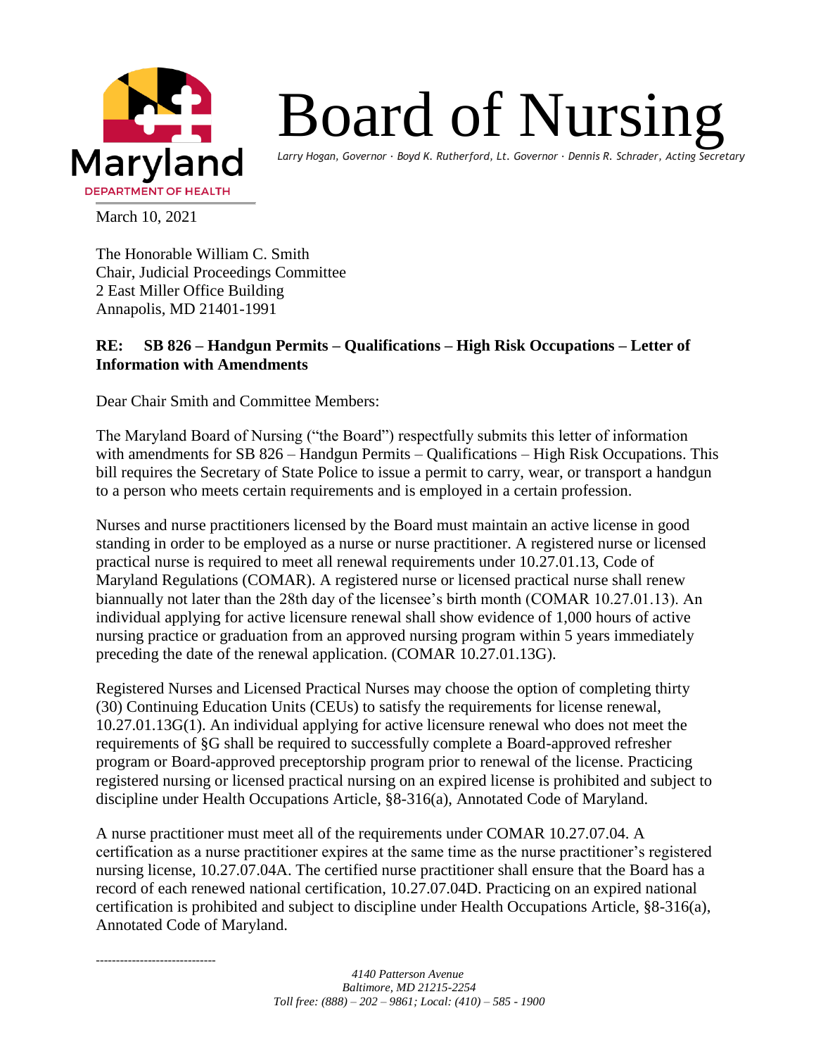# Board of Nursing

*Larry Hogan, Governor · Boyd K. Rutherford, Lt. Governor · Dennis R. Schrader, Acting Secretary*

Maryland DEPARTMENT OF HEALTH

March 10, 2021

The Honorable William C. Smith
Chair, Judicial Proceedings Committee
2 East Miller Office Building
Annapolis, MD 21401-1991

**RE: SB 826 – Handgun Permits – Qualifications – High Risk Occupations – Letter of Information with Amendments**

Dear Chair Smith and Committee Members:

The Maryland Board of Nursing ("the Board") respectfully submits this letter of information with amendments for SB 826 – Handgun Permits – Qualifications – High Risk Occupations. This bill requires the Secretary of State Police to issue a permit to carry, wear, or transport a handgun to a person who meets certain requirements and is employed in a certain profession.

Nurses and nurse practitioners licensed by the Board must maintain an active license in good standing in order to be employed as a nurse or nurse practitioner. A registered nurse or licensed practical nurse is required to meet all renewal requirements under 10.27.01.13, Code of Maryland Regulations (COMAR). A registered nurse or licensed practical nurse shall renew biannually not later than the 28th day of the licensee's birth month (COMAR 10.27.01.13). An individual applying for active licensure renewal shall show evidence of 1,000 hours of active nursing practice or graduation from an approved nursing program within 5 years immediately preceding the date of the renewal application. (COMAR 10.27.01.13G).

Registered Nurses and Licensed Practical Nurses may choose the option of completing thirty (30) Continuing Education Units (CEUs) to satisfy the requirements for license renewal, 10.27.01.13G(1). An individual applying for active licensure renewal who does not meet the requirements of §G shall be required to successfully complete a Board-approved refresher program or Board-approved preceptorship program prior to renewal of the license. Practicing registered nursing or licensed practical nursing on an expired license is prohibited and subject to discipline under Health Occupations Article, §8-316(a), Annotated Code of Maryland.

A nurse practitioner must meet all of the requirements under COMAR 10.27.07.04. A certification as a nurse practitioner expires at the same time as the nurse practitioner's registered nursing license, 10.27.07.04A. The certified nurse practitioner shall ensure that the Board has a record of each renewed national certification, 10.27.07.04D. Practicing on an expired national certification is prohibited and subject to discipline under Health Occupations Article, §8-316(a), Annotated Code of Maryland.

*4140 Patterson Avenue*
*Baltimore, MD 21215-2254*
*Toll free: (888) – 202 – 9861; Local: (410) – 585 - 1900*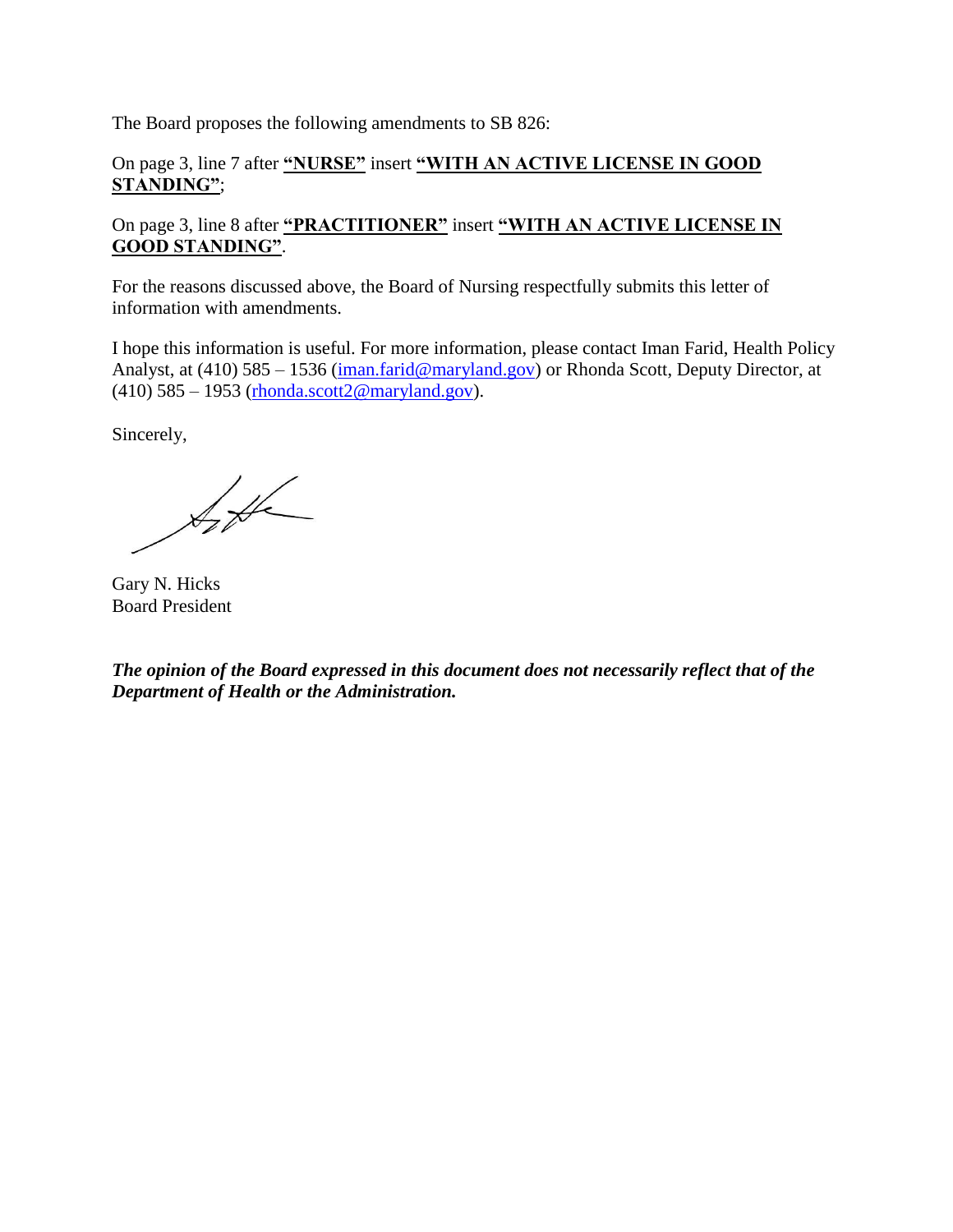The Board proposes the following amendments to SB 826:

On page 3, line 7 after **"NURSE"** insert **"WITH AN ACTIVE LICENSE IN GOOD STANDING"**;

On page 3, line 8 after **"PRACTITIONER"** insert **"WITH AN ACTIVE LICENSE IN GOOD STANDING"**.

For the reasons discussed above, the Board of Nursing respectfully submits this letter of information with amendments.

I hope this information is useful. For more information, please contact Iman Farid, Health Policy Analyst, at (410) 585 – 1536 (iman.farid@maryland.gov) or Rhonda Scott, Deputy Director, at (410) 585 – 1953 (rhonda.scott2@maryland.gov).

Sincerely,

Gary N. Hicks
Board President

***The opinion of the Board expressed in this document does not necessarily reflect that of the Department of Health or the Administration.***